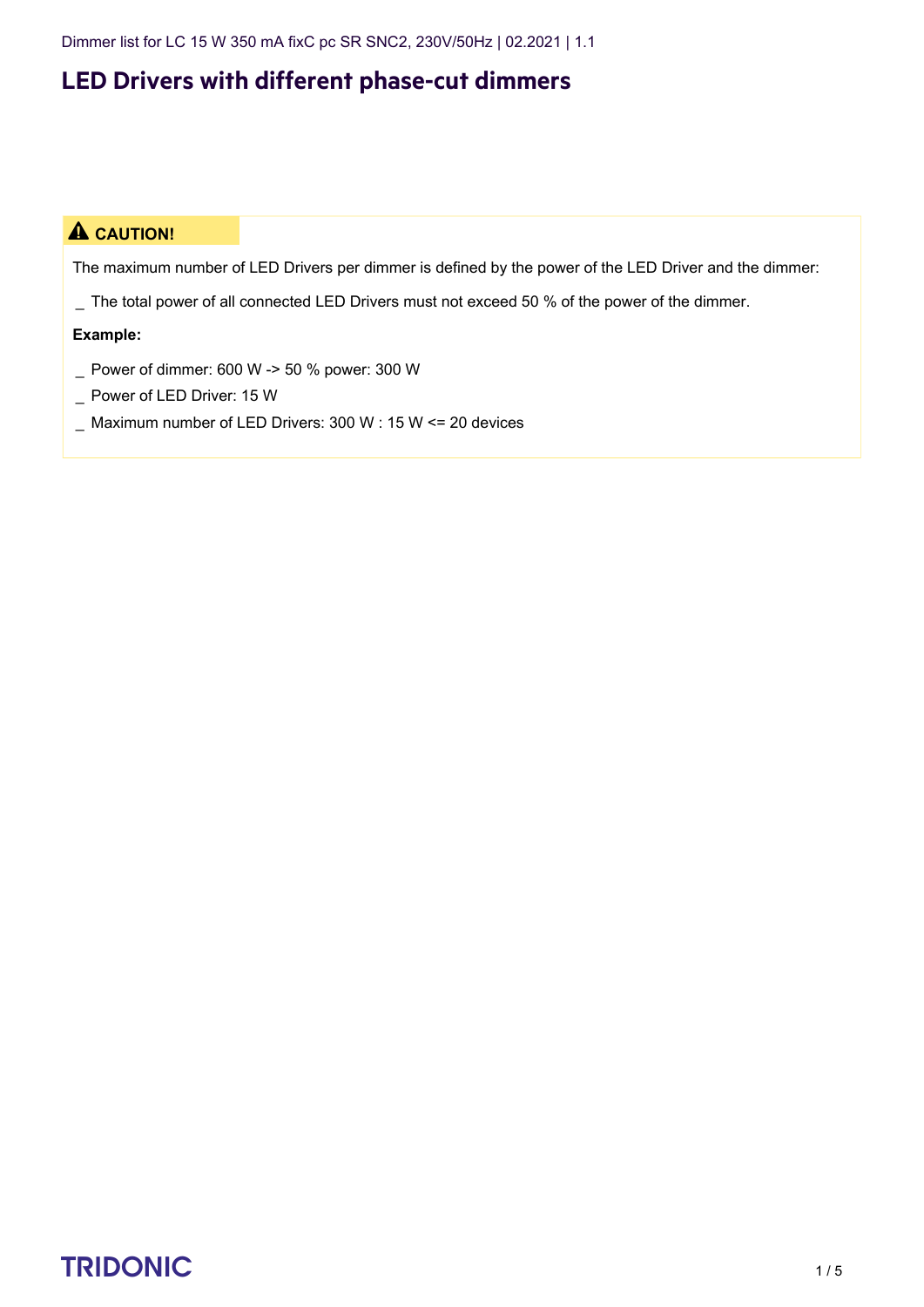# LED Drivers with different phase-cut dimmers

**⚠ CAUTION!**

The maximum number of LED Drivers per dimmer is defined by the power of the LED Driver and the dimmer:

_ The total power of all connected LED Drivers must not exceed 50 % of the power of the dimmer.

**Example:**

_ Power of dimmer: 600 W -> 50 % power: 300 W

_ Power of LED Driver: 15 W

_ Maximum number of LED Drivers: 300 W : 15 W <= 20 devices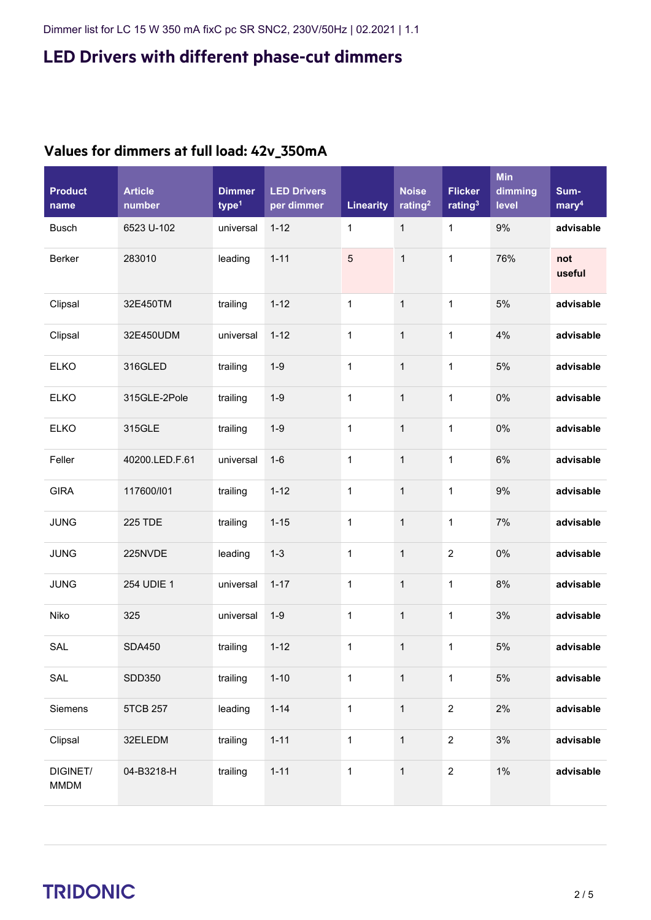# LED Drivers with different phase-cut dimmers

## Values for dimmers at full load: 42v_350mA

| Product name | Article number | Dimmer type[1] | LED Drivers per dimmer | Linearity | Noise rating[2] | Flicker rating[3] | Min dimming level | Summary[4] |
|---|---|---|---|---|---|---|---|---|
| Busch | 6523 U-102 | universal | 1-12 | 1 | 1 | 1 | 9% | **advisable** |
| Berker | 283010 | leading | 1-11 | 5 | 1 | 1 | 76% | **not useful** |
| Clipsal | 32E450TM | trailing | 1-12 | 1 | 1 | 1 | 5% | **advisable** |
| Clipsal | 32E450UDM | universal | 1-12 | 1 | 1 | 1 | 4% | **advisable** |
| ELKO | 316GLED | trailing | 1-9 | 1 | 1 | 1 | 5% | **advisable** |
| ELKO | 315GLE-2Pole | trailing | 1-9 | 1 | 1 | 1 | 0% | **advisable** |
| ELKO | 315GLE | trailing | 1-9 | 1 | 1 | 1 | 0% | **advisable** |
| Feller | 40200.LED.F.61 | universal | 1-6 | 1 | 1 | 1 | 6% | **advisable** |
| GIRA | 117600/I01 | trailing | 1-12 | 1 | 1 | 1 | 9% | **advisable** |
| JUNG | 225 TDE | trailing | 1-15 | 1 | 1 | 1 | 7% | **advisable** |
| JUNG | 225NVDE | leading | 1-3 | 1 | 1 | 2 | 0% | **advisable** |
| JUNG | 254 UDIE 1 | universal | 1-17 | 1 | 1 | 1 | 8% | **advisable** |
| Niko | 325 | universal | 1-9 | 1 | 1 | 1 | 3% | **advisable** |
| SAL | SDA450 | trailing | 1-12 | 1 | 1 | 1 | 5% | **advisable** |
| SAL | SDD350 | trailing | 1-10 | 1 | 1 | 1 | 5% | **advisable** |
| Siemens | 5TCB 257 | leading | 1-14 | 1 | 1 | 2 | 2% | **advisable** |
| Clipsal | 32ELEDM | trailing | 1-11 | 1 | 1 | 2 | 3% | **advisable** |
| DIGINET/ MMDM | 04-B3218-H | trailing | 1-11 | 1 | 1 | 2 | 1% | **advisable** |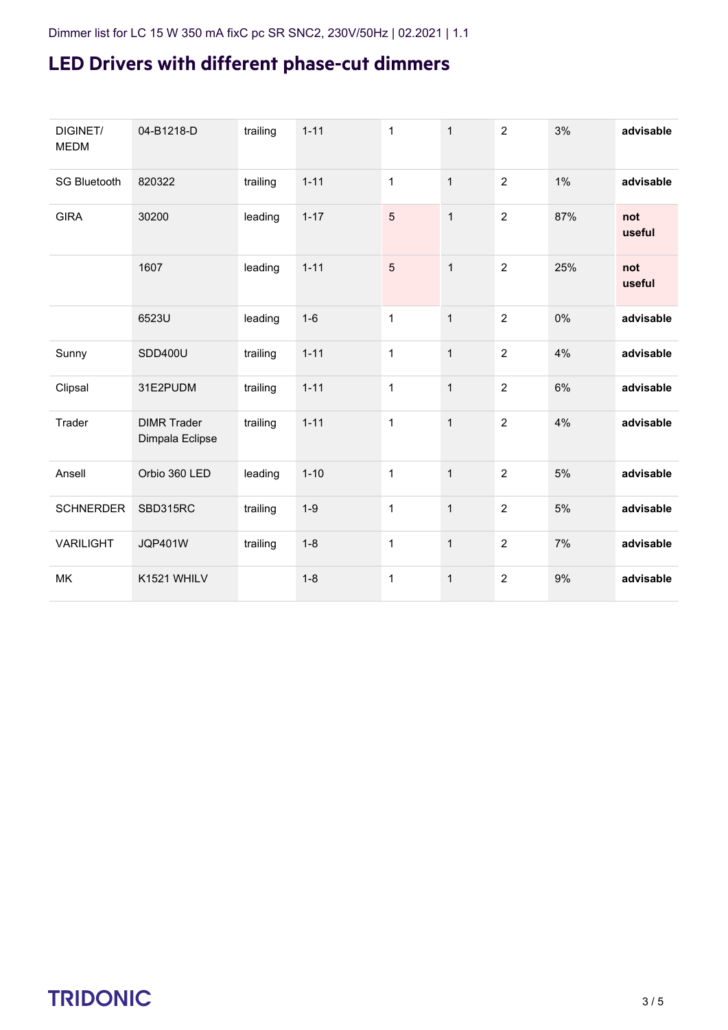## LED Drivers with different phase-cut dimmers

| | | | | | | | | |
|---|---|---|---|---|---|---|---|---|
| DIGINET/ MEDM | 04-B1218-D | trailing | 1-11 | 1 | 1 | 2 | 3% | **advisable** |
| SG Bluetooth | 820322 | trailing | 1-11 | 1 | 1 | 2 | 1% | **advisable** |
| GIRA | 30200 | leading | 1-17 | 5 | 1 | 2 | 87% | **not useful** |
| | 1607 | leading | 1-11 | 5 | 1 | 2 | 25% | **not useful** |
| | 6523U | leading | 1-6 | 1 | 1 | 2 | 0% | **advisable** |
| Sunny | SDD400U | trailing | 1-11 | 1 | 1 | 2 | 4% | **advisable** |
| Clipsal | 31E2PUDM | trailing | 1-11 | 1 | 1 | 2 | 6% | **advisable** |
| Trader | DIMR Trader Dimpala Eclipse | trailing | 1-11 | 1 | 1 | 2 | 4% | **advisable** |
| Ansell | Orbio 360 LED | leading | 1-10 | 1 | 1 | 2 | 5% | **advisable** |
| SCHNERDER | SBD315RC | trailing | 1-9 | 1 | 1 | 2 | 5% | **advisable** |
| VARILIGHT | JQP401W | trailing | 1-8 | 1 | 1 | 2 | 7% | **advisable** |
| MK | K1521 WHILV | | 1-8 | 1 | 1 | 2 | 9% | **advisable** |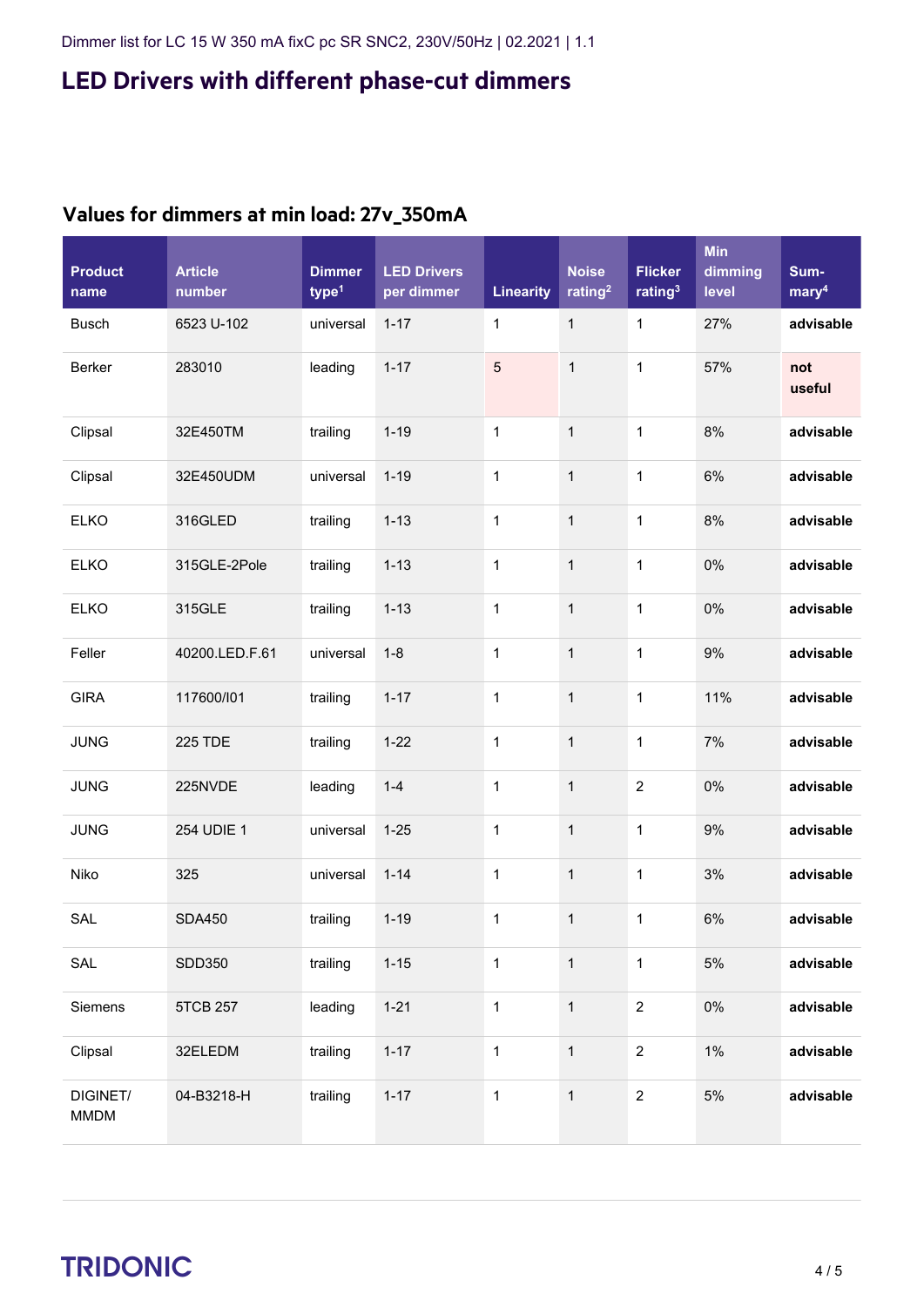# LED Drivers with different phase-cut dimmers

## Values for dimmers at min load: 27v_350mA

| Product name | Article number | Dimmer type[1] | LED Drivers per dimmer | Linearity | Noise rating[2] | Flicker rating[3] | Min dimming level | Summary[4] |
|---|---|---|---|---|---|---|---|---|
| Busch | 6523 U-102 | universal | 1-17 | 1 | 1 | 1 | 27% | **advisable** |
| Berker | 283010 | leading | 1-17 | 5 | 1 | 1 | 57% | **not useful** |
| Clipsal | 32E450TM | trailing | 1-19 | 1 | 1 | 1 | 8% | **advisable** |
| Clipsal | 32E450UDM | universal | 1-19 | 1 | 1 | 1 | 6% | **advisable** |
| ELKO | 316GLED | trailing | 1-13 | 1 | 1 | 1 | 8% | **advisable** |
| ELKO | 315GLE-2Pole | trailing | 1-13 | 1 | 1 | 1 | 0% | **advisable** |
| ELKO | 315GLE | trailing | 1-13 | 1 | 1 | 1 | 0% | **advisable** |
| Feller | 40200.LED.F.61 | universal | 1-8 | 1 | 1 | 1 | 9% | **advisable** |
| GIRA | 117600/I01 | trailing | 1-17 | 1 | 1 | 1 | 11% | **advisable** |
| JUNG | 225 TDE | trailing | 1-22 | 1 | 1 | 1 | 7% | **advisable** |
| JUNG | 225NVDE | leading | 1-4 | 1 | 1 | 2 | 0% | **advisable** |
| JUNG | 254 UDIE 1 | universal | 1-25 | 1 | 1 | 1 | 9% | **advisable** |
| Niko | 325 | universal | 1-14 | 1 | 1 | 1 | 3% | **advisable** |
| SAL | SDA450 | trailing | 1-19 | 1 | 1 | 1 | 6% | **advisable** |
| SAL | SDD350 | trailing | 1-15 | 1 | 1 | 1 | 5% | **advisable** |
| Siemens | 5TCB 257 | leading | 1-21 | 1 | 1 | 2 | 0% | **advisable** |
| Clipsal | 32ELEDM | trailing | 1-17 | 1 | 1 | 2 | 1% | **advisable** |
| DIGINET/ MMDM | 04-B3218-H | trailing | 1-17 | 1 | 1 | 2 | 5% | **advisable** |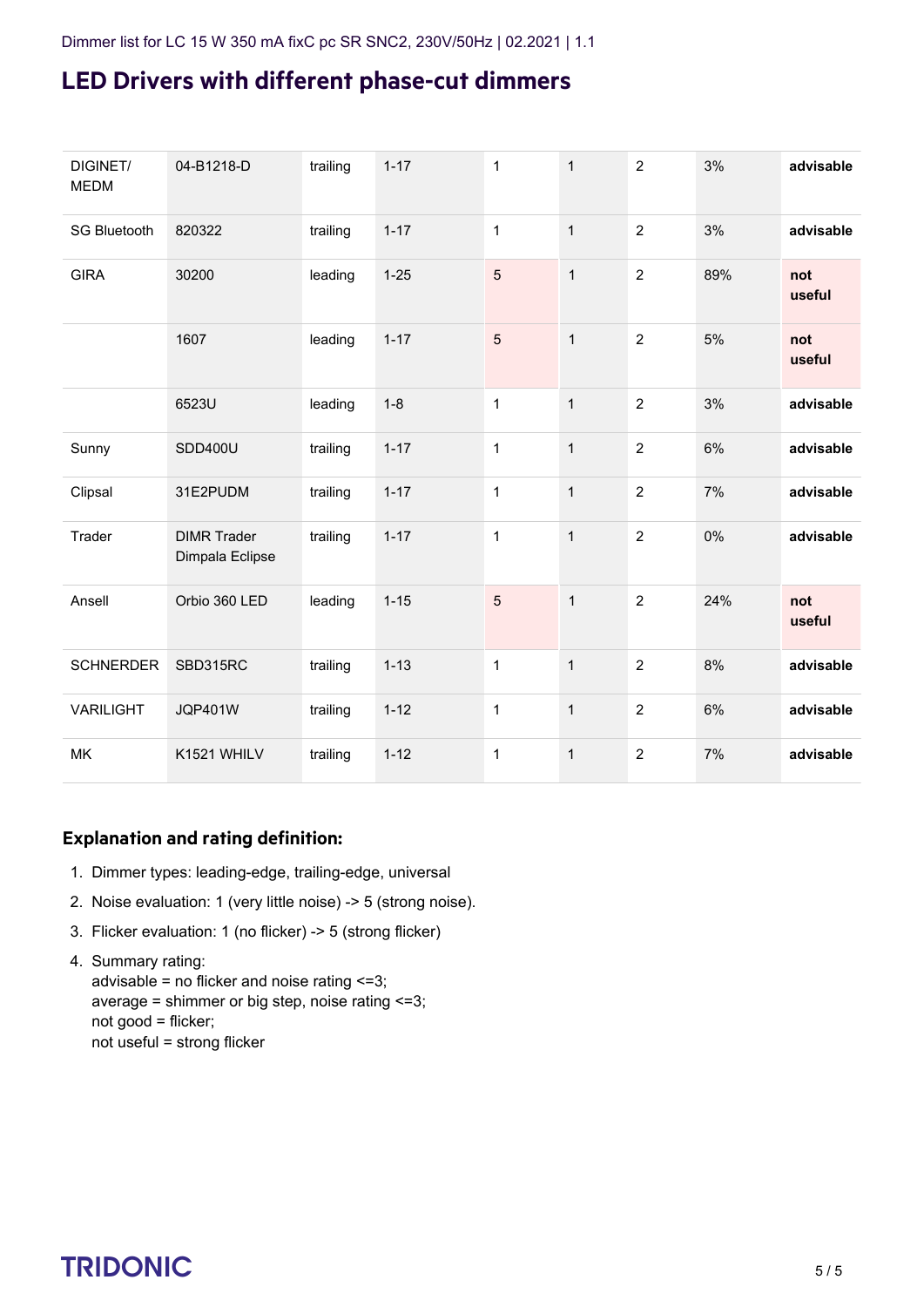# LED Drivers with different phase-cut dimmers

| | | | | | | | | |
|---|---|---|---|---|---|---|---|---|
| DIGINET/ MEDM | 04-B1218-D | trailing | 1-17 | 1 | 1 | 2 | 3% | **advisable** |
| SG Bluetooth | 820322 | trailing | 1-17 | 1 | 1 | 2 | 3% | **advisable** |
| GIRA | 30200 | leading | 1-25 | 5 | 1 | 2 | 89% | **not useful** |
| | 1607 | leading | 1-17 | 5 | 1 | 2 | 5% | **not useful** |
| | 6523U | leading | 1-8 | 1 | 1 | 2 | 3% | **advisable** |
| Sunny | SDD400U | trailing | 1-17 | 1 | 1 | 2 | 6% | **advisable** |
| Clipsal | 31E2PUDM | trailing | 1-17 | 1 | 1 | 2 | 7% | **advisable** |
| Trader | DIMR Trader Dimpala Eclipse | trailing | 1-17 | 1 | 1 | 2 | 0% | **advisable** |
| Ansell | Orbio 360 LED | leading | 1-15 | 5 | 1 | 2 | 24% | **not useful** |
| SCHNERDER | SBD315RC | trailing | 1-13 | 1 | 1 | 2 | 8% | **advisable** |
| VARILIGHT | JQP401W | trailing | 1-12 | 1 | 1 | 2 | 6% | **advisable** |
| MK | K1521 WHILV | trailing | 1-12 | 1 | 1 | 2 | 7% | **advisable** |

### Explanation and rating definition:

1. Dimmer types: leading-edge, trailing-edge, universal
2. Noise evaluation: 1 (very little noise) -> 5 (strong noise).
3. Flicker evaluation: 1 (no flicker) -> 5 (strong flicker)
4. Summary rating:
   advisable = no flicker and noise rating <=3;
   average = shimmer or big step, noise rating <=3;
   not good = flicker;
   not useful = strong flicker